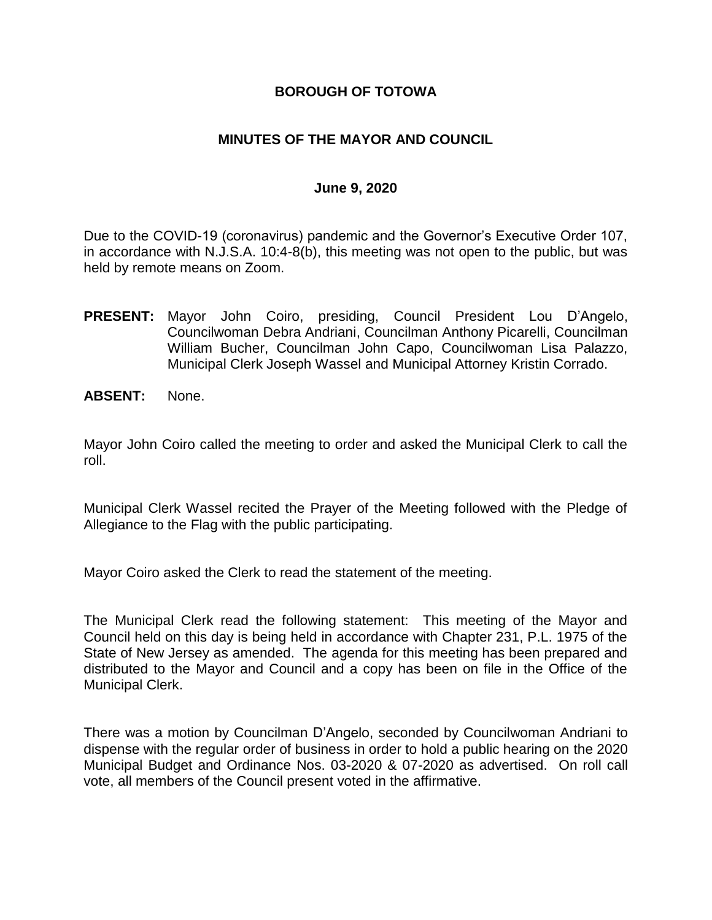# BOROUGH OF TOTOWA

## MINUTES OF THE MAYOR AND COUNCIL

### June 9, 2020

Due to the COVID-19 (coronavirus) pandemic and the Governor's Executive Order 107, in accordance with N.J.S.A. 10:4-8(b), this meeting was not open to the public, but was held by remote means on Zoom.

**PRESENT:** Mayor John Coiro, presiding, Council President Lou D'Angelo, Councilwoman Debra Andriani, Councilman Anthony Picarelli, Councilman William Bucher, Councilman John Capo, Councilwoman Lisa Palazzo, Municipal Clerk Joseph Wassel and Municipal Attorney Kristin Corrado.

**ABSENT:** None.

Mayor John Coiro called the meeting to order and asked the Municipal Clerk to call the roll.

Municipal Clerk Wassel recited the Prayer of the Meeting followed with the Pledge of Allegiance to the Flag with the public participating.

Mayor Coiro asked the Clerk to read the statement of the meeting.

The Municipal Clerk read the following statement: This meeting of the Mayor and Council held on this day is being held in accordance with Chapter 231, P.L. 1975 of the State of New Jersey as amended. The agenda for this meeting has been prepared and distributed to the Mayor and Council and a copy has been on file in the Office of the Municipal Clerk.

There was a motion by Councilman D'Angelo, seconded by Councilwoman Andriani to dispense with the regular order of business in order to hold a public hearing on the 2020 Municipal Budget and Ordinance Nos. 03-2020 & 07-2020 as advertised. On roll call vote, all members of the Council present voted in the affirmative.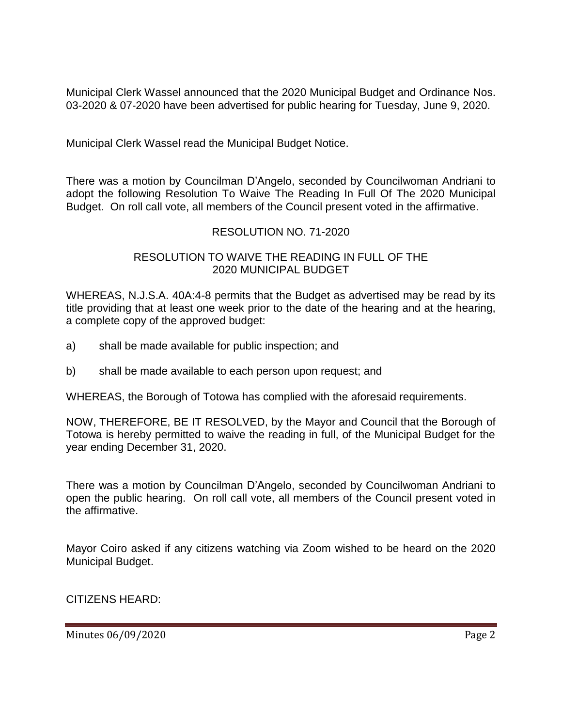Municipal Clerk Wassel announced that the 2020 Municipal Budget and Ordinance Nos. 03-2020 & 07-2020 have been advertised for public hearing for Tuesday, June 9, 2020.

Municipal Clerk Wassel read the Municipal Budget Notice.

There was a motion by Councilman D'Angelo, seconded by Councilwoman Andriani to adopt the following Resolution To Waive The Reading In Full Of The 2020 Municipal Budget. On roll call vote, all members of the Council present voted in the affirmative.

RESOLUTION NO. 71-2020

RESOLUTION TO WAIVE THE READING IN FULL OF THE 2020 MUNICIPAL BUDGET

WHEREAS, N.J.S.A. 40A:4-8 permits that the Budget as advertised may be read by its title providing that at least one week prior to the date of the hearing and at the hearing, a complete copy of the approved budget:

a) shall be made available for public inspection; and

b) shall be made available to each person upon request; and

WHEREAS, the Borough of Totowa has complied with the aforesaid requirements.

NOW, THEREFORE, BE IT RESOLVED, by the Mayor and Council that the Borough of Totowa is hereby permitted to waive the reading in full, of the Municipal Budget for the year ending December 31, 2020.

There was a motion by Councilman D'Angelo, seconded by Councilwoman Andriani to open the public hearing. On roll call vote, all members of the Council present voted in the affirmative.

Mayor Coiro asked if any citizens watching via Zoom wished to be heard on the 2020 Municipal Budget.

CITIZENS HEARD: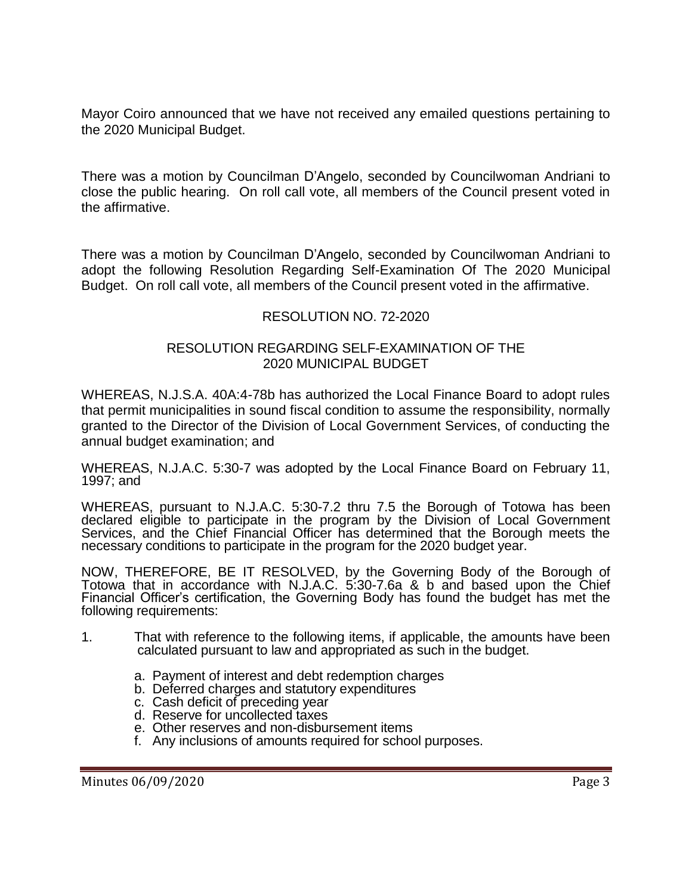Mayor Coiro announced that we have not received any emailed questions pertaining to the 2020 Municipal Budget.

There was a motion by Councilman D'Angelo, seconded by Councilwoman Andriani to close the public hearing. On roll call vote, all members of the Council present voted in the affirmative.

There was a motion by Councilman D'Angelo, seconded by Councilwoman Andriani to adopt the following Resolution Regarding Self-Examination Of The 2020 Municipal Budget. On roll call vote, all members of the Council present voted in the affirmative.

RESOLUTION NO. 72-2020

RESOLUTION REGARDING SELF-EXAMINATION OF THE 2020 MUNICIPAL BUDGET

WHEREAS, N.J.S.A. 40A:4-78b has authorized the Local Finance Board to adopt rules that permit municipalities in sound fiscal condition to assume the responsibility, normally granted to the Director of the Division of Local Government Services, of conducting the annual budget examination; and

WHEREAS, N.J.A.C. 5:30-7 was adopted by the Local Finance Board on February 11, 1997; and

WHEREAS, pursuant to N.J.A.C. 5:30-7.2 thru 7.5 the Borough of Totowa has been declared eligible to participate in the program by the Division of Local Government Services, and the Chief Financial Officer has determined that the Borough meets the necessary conditions to participate in the program for the 2020 budget year.

NOW, THEREFORE, BE IT RESOLVED, by the Governing Body of the Borough of Totowa that in accordance with N.J.A.C. 5:30-7.6a & b and based upon the Chief Financial Officer's certification, the Governing Body has found the budget has met the following requirements:

1. That with reference to the following items, if applicable, the amounts have been calculated pursuant to law and appropriated as such in the budget.

    a. Payment of interest and debt redemption charges
    b. Deferred charges and statutory expenditures
    c. Cash deficit of preceding year
    d. Reserve for uncollected taxes
    e. Other reserves and non-disbursement items
    f. Any inclusions of amounts required for school purposes.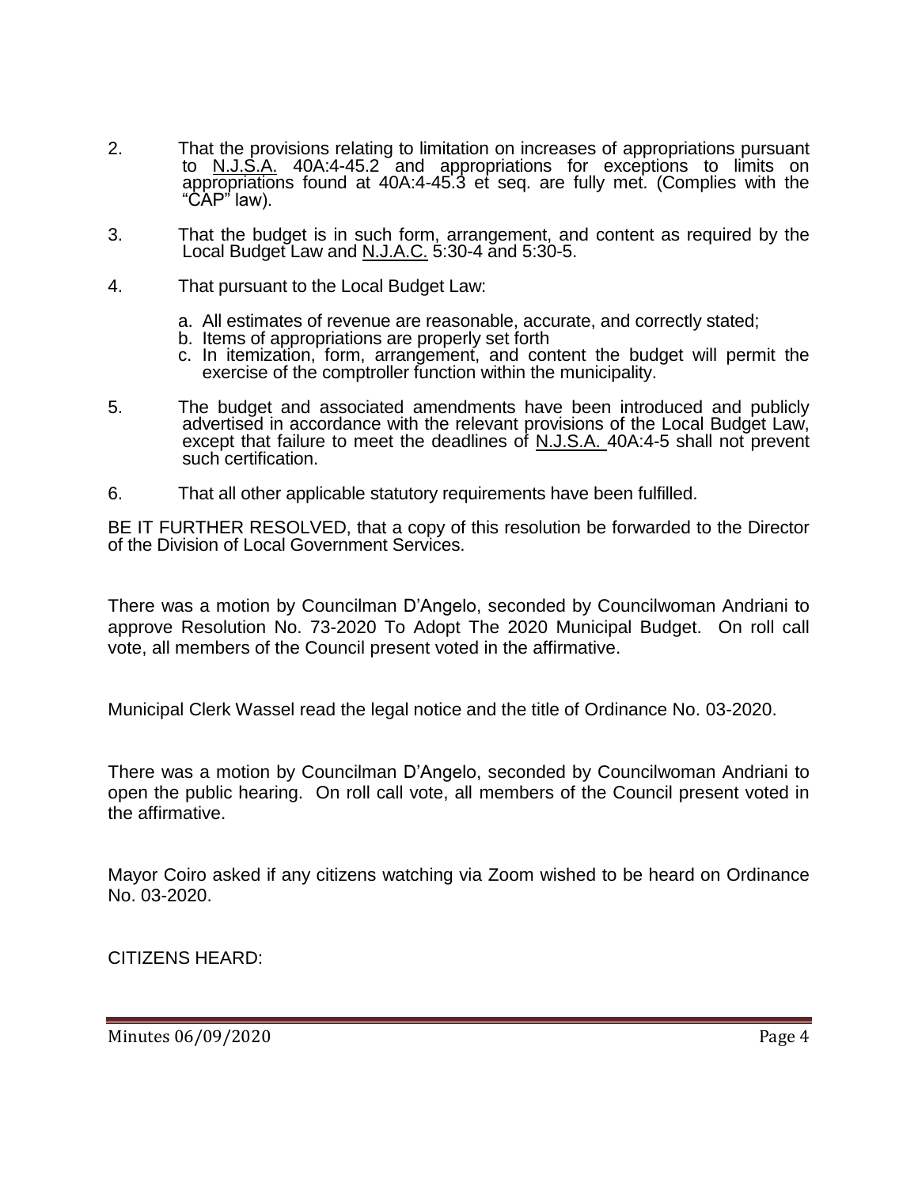2. That the provisions relating to limitation on increases of appropriations pursuant to N.J.S.A. 40A:4-45.2 and appropriations for exceptions to limits on appropriations found at 40A:4-45.3 et seq. are fully met. (Complies with the "CAP" law).

3. That the budget is in such form, arrangement, and content as required by the Local Budget Law and N.J.A.C. 5:30-4 and 5:30-5.

4. That pursuant to the Local Budget Law:

   a. All estimates of revenue are reasonable, accurate, and correctly stated;
   b. Items of appropriations are properly set forth
   c. In itemization, form, arrangement, and content the budget will permit the exercise of the comptroller function within the municipality.

5. The budget and associated amendments have been introduced and publicly advertised in accordance with the relevant provisions of the Local Budget Law, except that failure to meet the deadlines of N.J.S.A. 40A:4-5 shall not prevent such certification.

6. That all other applicable statutory requirements have been fulfilled.

BE IT FURTHER RESOLVED, that a copy of this resolution be forwarded to the Director of the Division of Local Government Services.

There was a motion by Councilman D'Angelo, seconded by Councilwoman Andriani to approve Resolution No. 73-2020 To Adopt The 2020 Municipal Budget. On roll call vote, all members of the Council present voted in the affirmative.

Municipal Clerk Wassel read the legal notice and the title of Ordinance No. 03-2020.

There was a motion by Councilman D'Angelo, seconded by Councilwoman Andriani to open the public hearing. On roll call vote, all members of the Council present voted in the affirmative.

Mayor Coiro asked if any citizens watching via Zoom wished to be heard on Ordinance No. 03-2020.

CITIZENS HEARD: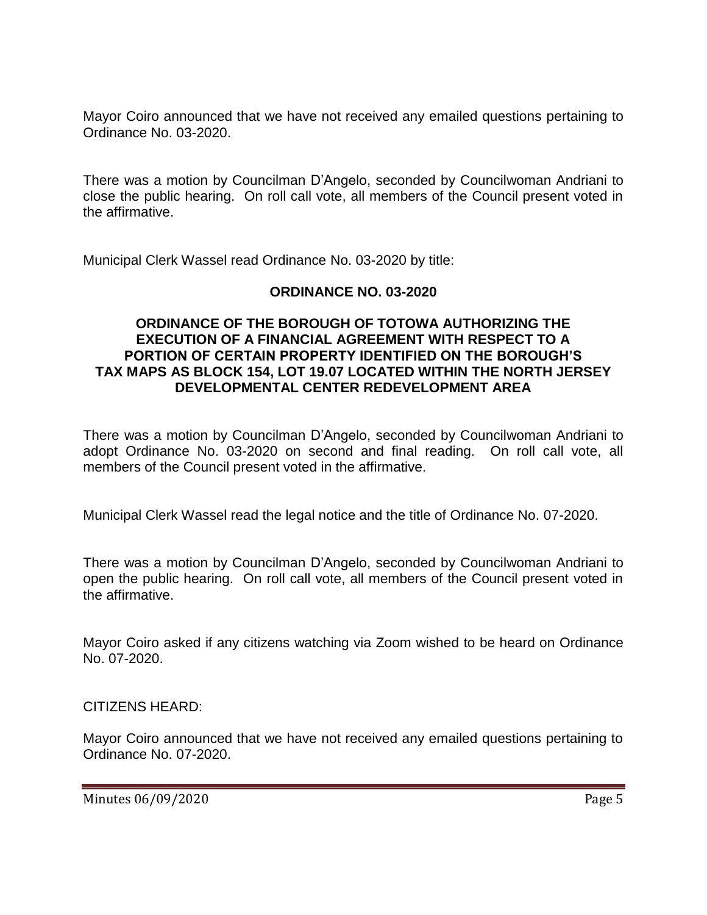Mayor Coiro announced that we have not received any emailed questions pertaining to Ordinance No. 03-2020.

There was a motion by Councilman D'Angelo, seconded by Councilwoman Andriani to close the public hearing. On roll call vote, all members of the Council present voted in the affirmative.

Municipal Clerk Wassel read Ordinance No. 03-2020 by title:

**ORDINANCE NO. 03-2020**

**ORDINANCE OF THE BOROUGH OF TOTOWA AUTHORIZING THE EXECUTION OF A FINANCIAL AGREEMENT WITH RESPECT TO A PORTION OF CERTAIN PROPERTY IDENTIFIED ON THE BOROUGH'S TAX MAPS AS BLOCK 154, LOT 19.07 LOCATED WITHIN THE NORTH JERSEY DEVELOPMENTAL CENTER REDEVELOPMENT AREA**

There was a motion by Councilman D'Angelo, seconded by Councilwoman Andriani to adopt Ordinance No. 03-2020 on second and final reading. On roll call vote, all members of the Council present voted in the affirmative.

Municipal Clerk Wassel read the legal notice and the title of Ordinance No. 07-2020.

There was a motion by Councilman D'Angelo, seconded by Councilwoman Andriani to open the public hearing. On roll call vote, all members of the Council present voted in the affirmative.

Mayor Coiro asked if any citizens watching via Zoom wished to be heard on Ordinance No. 07-2020.

CITIZENS HEARD:

Mayor Coiro announced that we have not received any emailed questions pertaining to Ordinance No. 07-2020.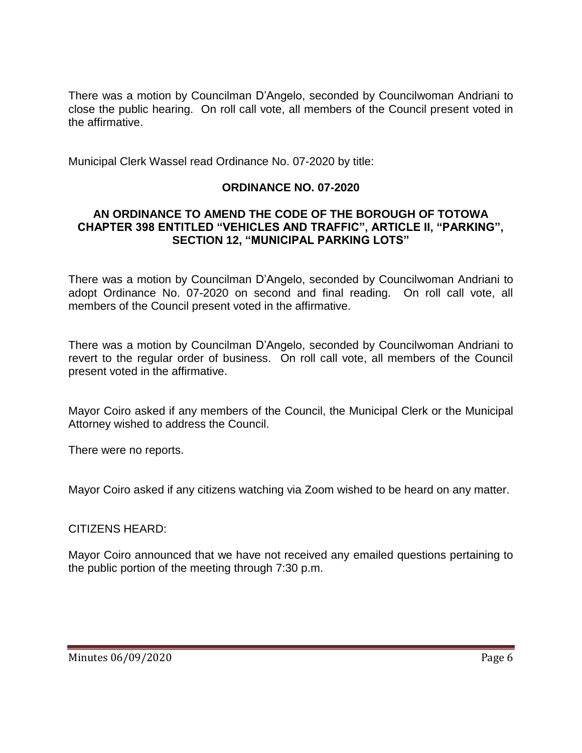There was a motion by Councilman D'Angelo, seconded by Councilwoman Andriani to close the public hearing. On roll call vote, all members of the Council present voted in the affirmative.

Municipal Clerk Wassel read Ordinance No. 07-2020 by title:

**ORDINANCE NO. 07-2020**

**AN ORDINANCE TO AMEND THE CODE OF THE BOROUGH OF TOTOWA CHAPTER 398 ENTITLED "VEHICLES AND TRAFFIC", ARTICLE II, "PARKING", SECTION 12, "MUNICIPAL PARKING LOTS"**

There was a motion by Councilman D'Angelo, seconded by Councilwoman Andriani to adopt Ordinance No. 07-2020 on second and final reading. On roll call vote, all members of the Council present voted in the affirmative.

There was a motion by Councilman D'Angelo, seconded by Councilwoman Andriani to revert to the regular order of business. On roll call vote, all members of the Council present voted in the affirmative.

Mayor Coiro asked if any members of the Council, the Municipal Clerk or the Municipal Attorney wished to address the Council.

There were no reports.

Mayor Coiro asked if any citizens watching via Zoom wished to be heard on any matter.

CITIZENS HEARD:

Mayor Coiro announced that we have not received any emailed questions pertaining to the public portion of the meeting through 7:30 p.m.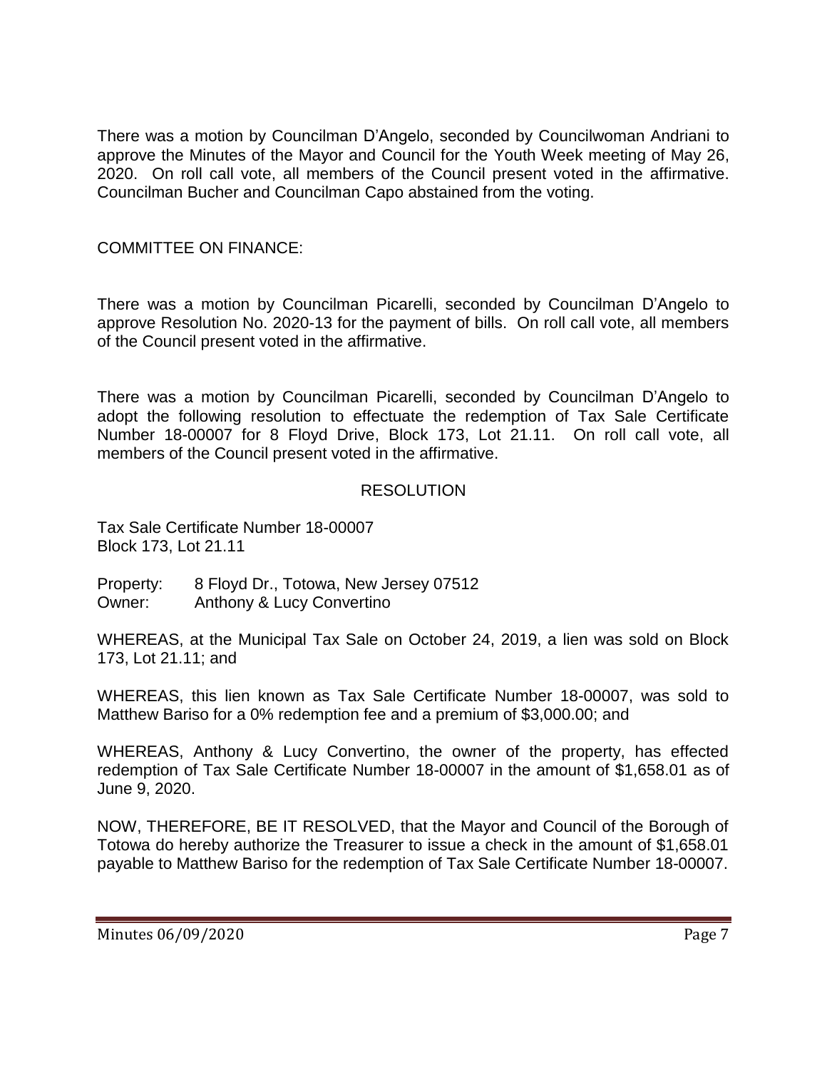There was a motion by Councilman D'Angelo, seconded by Councilwoman Andriani to approve the Minutes of the Mayor and Council for the Youth Week meeting of May 26, 2020. On roll call vote, all members of the Council present voted in the affirmative. Councilman Bucher and Councilman Capo abstained from the voting.

COMMITTEE ON FINANCE:

There was a motion by Councilman Picarelli, seconded by Councilman D'Angelo to approve Resolution No. 2020-13 for the payment of bills. On roll call vote, all members of the Council present voted in the affirmative.

There was a motion by Councilman Picarelli, seconded by Councilman D'Angelo to adopt the following resolution to effectuate the redemption of Tax Sale Certificate Number 18-00007 for 8 Floyd Drive, Block 173, Lot 21.11. On roll call vote, all members of the Council present voted in the affirmative.

RESOLUTION

Tax Sale Certificate Number 18-00007
Block 173, Lot 21.11

Property: 8 Floyd Dr., Totowa, New Jersey 07512
Owner: Anthony & Lucy Convertino

WHEREAS, at the Municipal Tax Sale on October 24, 2019, a lien was sold on Block 173, Lot 21.11; and

WHEREAS, this lien known as Tax Sale Certificate Number 18-00007, was sold to Matthew Bariso for a 0% redemption fee and a premium of $3,000.00; and

WHEREAS, Anthony & Lucy Convertino, the owner of the property, has effected redemption of Tax Sale Certificate Number 18-00007 in the amount of $1,658.01 as of June 9, 2020.

NOW, THEREFORE, BE IT RESOLVED, that the Mayor and Council of the Borough of Totowa do hereby authorize the Treasurer to issue a check in the amount of $1,658.01 payable to Matthew Bariso for the redemption of Tax Sale Certificate Number 18-00007.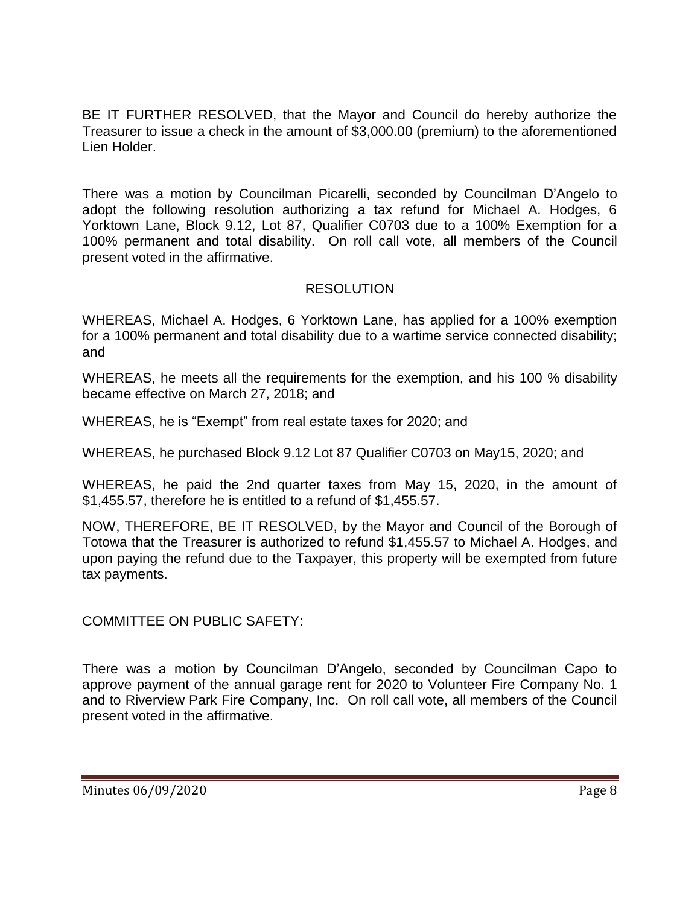BE IT FURTHER RESOLVED, that the Mayor and Council do hereby authorize the Treasurer to issue a check in the amount of $3,000.00 (premium) to the aforementioned Lien Holder.

There was a motion by Councilman Picarelli, seconded by Councilman D'Angelo to adopt the following resolution authorizing a tax refund for Michael A. Hodges, 6 Yorktown Lane, Block 9.12, Lot 87, Qualifier C0703 due to a 100% Exemption for a 100% permanent and total disability. On roll call vote, all members of the Council present voted in the affirmative.

RESOLUTION

WHEREAS, Michael A. Hodges, 6 Yorktown Lane, has applied for a 100% exemption for a 100% permanent and total disability due to a wartime service connected disability; and

WHEREAS, he meets all the requirements for the exemption, and his 100 % disability became effective on March 27, 2018; and

WHEREAS, he is "Exempt" from real estate taxes for 2020; and

WHEREAS, he purchased Block 9.12 Lot 87 Qualifier C0703 on May15, 2020; and

WHEREAS, he paid the 2nd quarter taxes from May 15, 2020, in the amount of $1,455.57, therefore he is entitled to a refund of $1,455.57.

NOW, THEREFORE, BE IT RESOLVED, by the Mayor and Council of the Borough of Totowa that the Treasurer is authorized to refund $1,455.57 to Michael A. Hodges, and upon paying the refund due to the Taxpayer, this property will be exempted from future tax payments.

COMMITTEE ON PUBLIC SAFETY:

There was a motion by Councilman D'Angelo, seconded by Councilman Capo to approve payment of the annual garage rent for 2020 to Volunteer Fire Company No. 1 and to Riverview Park Fire Company, Inc. On roll call vote, all members of the Council present voted in the affirmative.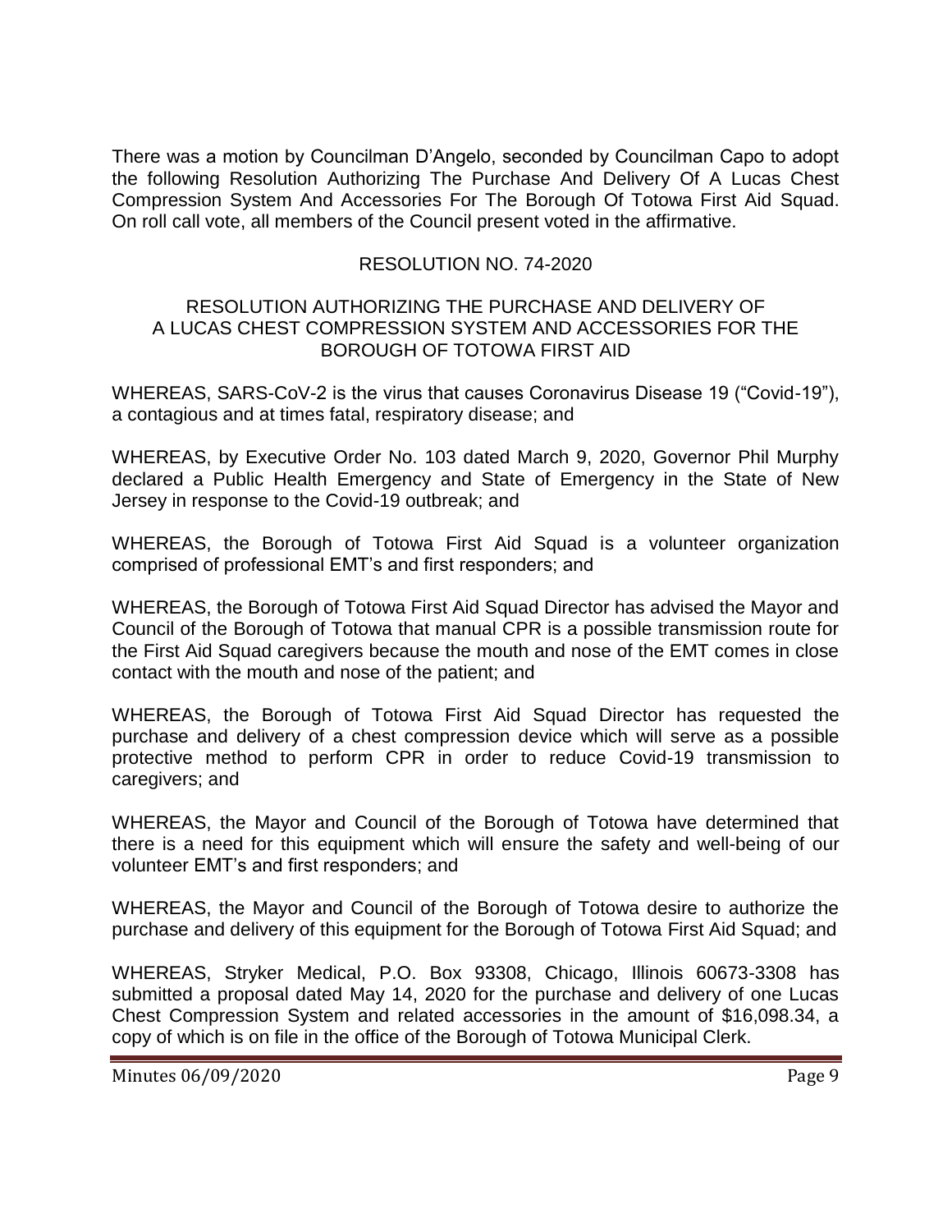There was a motion by Councilman D'Angelo, seconded by Councilman Capo to adopt the following Resolution Authorizing The Purchase And Delivery Of A Lucas Chest Compression System And Accessories For The Borough Of Totowa First Aid Squad. On roll call vote, all members of the Council present voted in the affirmative.

RESOLUTION NO. 74-2020

RESOLUTION AUTHORIZING THE PURCHASE AND DELIVERY OF A LUCAS CHEST COMPRESSION SYSTEM AND ACCESSORIES FOR THE BOROUGH OF TOTOWA FIRST AID

WHEREAS, SARS-CoV-2 is the virus that causes Coronavirus Disease 19 ("Covid-19"), a contagious and at times fatal, respiratory disease; and

WHEREAS, by Executive Order No. 103 dated March 9, 2020, Governor Phil Murphy declared a Public Health Emergency and State of Emergency in the State of New Jersey in response to the Covid-19 outbreak; and

WHEREAS, the Borough of Totowa First Aid Squad is a volunteer organization comprised of professional EMT's and first responders; and

WHEREAS, the Borough of Totowa First Aid Squad Director has advised the Mayor and Council of the Borough of Totowa that manual CPR is a possible transmission route for the First Aid Squad caregivers because the mouth and nose of the EMT comes in close contact with the mouth and nose of the patient; and

WHEREAS, the Borough of Totowa First Aid Squad Director has requested the purchase and delivery of a chest compression device which will serve as a possible protective method to perform CPR in order to reduce Covid-19 transmission to caregivers; and

WHEREAS, the Mayor and Council of the Borough of Totowa have determined that there is a need for this equipment which will ensure the safety and well-being of our volunteer EMT's and first responders; and

WHEREAS, the Mayor and Council of the Borough of Totowa desire to authorize the purchase and delivery of this equipment for the Borough of Totowa First Aid Squad; and

WHEREAS, Stryker Medical, P.O. Box 93308, Chicago, Illinois 60673-3308 has submitted a proposal dated May 14, 2020 for the purchase and delivery of one Lucas Chest Compression System and related accessories in the amount of $16,098.34, a copy of which is on file in the office of the Borough of Totowa Municipal Clerk.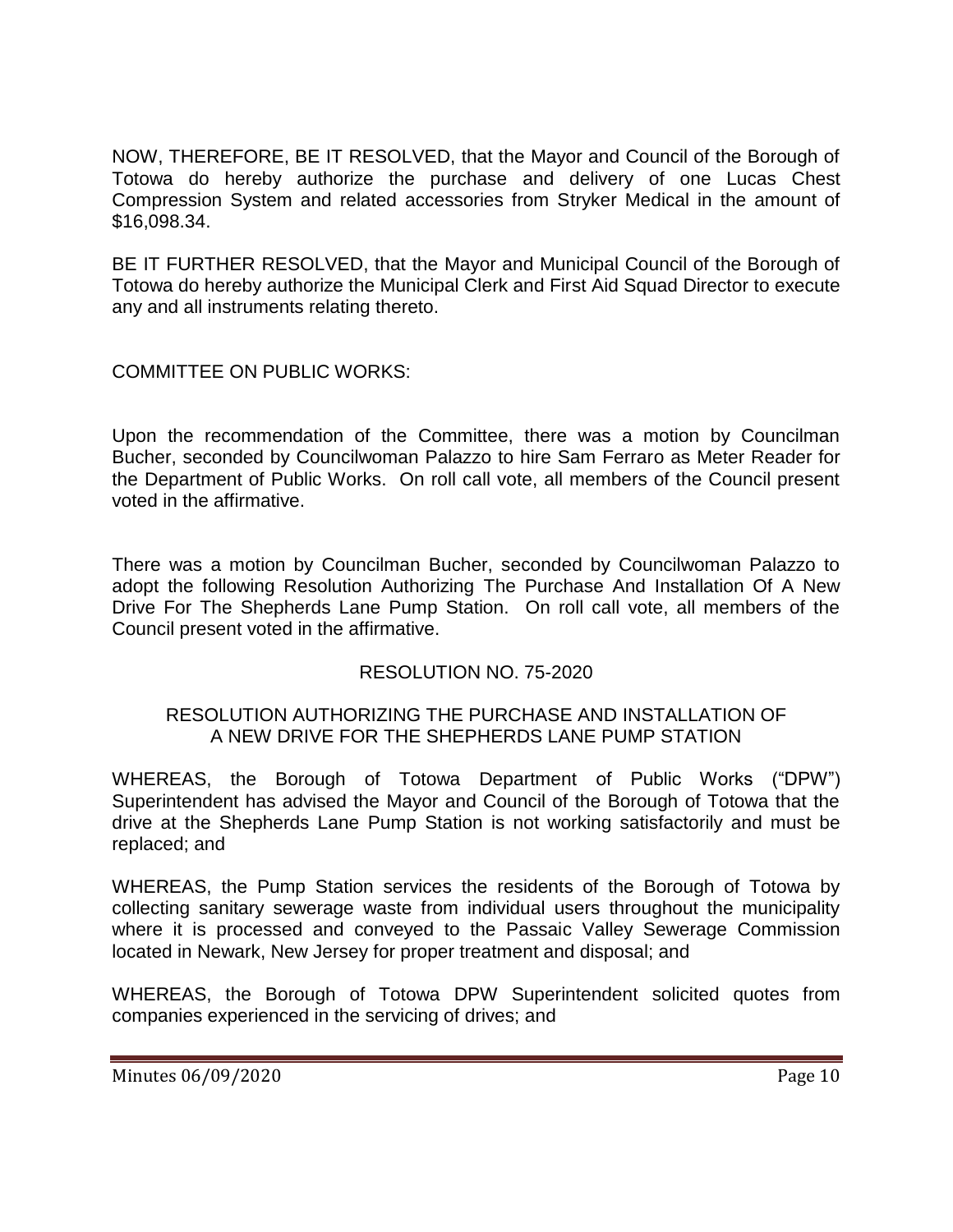NOW, THEREFORE, BE IT RESOLVED, that the Mayor and Council of the Borough of Totowa do hereby authorize the purchase and delivery of one Lucas Chest Compression System and related accessories from Stryker Medical in the amount of $16,098.34.

BE IT FURTHER RESOLVED, that the Mayor and Municipal Council of the Borough of Totowa do hereby authorize the Municipal Clerk and First Aid Squad Director to execute any and all instruments relating thereto.

COMMITTEE ON PUBLIC WORKS:

Upon the recommendation of the Committee, there was a motion by Councilman Bucher, seconded by Councilwoman Palazzo to hire Sam Ferraro as Meter Reader for the Department of Public Works. On roll call vote, all members of the Council present voted in the affirmative.

There was a motion by Councilman Bucher, seconded by Councilwoman Palazzo to adopt the following Resolution Authorizing The Purchase And Installation Of A New Drive For The Shepherds Lane Pump Station. On roll call vote, all members of the Council present voted in the affirmative.

RESOLUTION NO. 75-2020

RESOLUTION AUTHORIZING THE PURCHASE AND INSTALLATION OF A NEW DRIVE FOR THE SHEPHERDS LANE PUMP STATION

WHEREAS, the Borough of Totowa Department of Public Works ("DPW") Superintendent has advised the Mayor and Council of the Borough of Totowa that the drive at the Shepherds Lane Pump Station is not working satisfactorily and must be replaced; and

WHEREAS, the Pump Station services the residents of the Borough of Totowa by collecting sanitary sewerage waste from individual users throughout the municipality where it is processed and conveyed to the Passaic Valley Sewerage Commission located in Newark, New Jersey for proper treatment and disposal; and

WHEREAS, the Borough of Totowa DPW Superintendent solicited quotes from companies experienced in the servicing of drives; and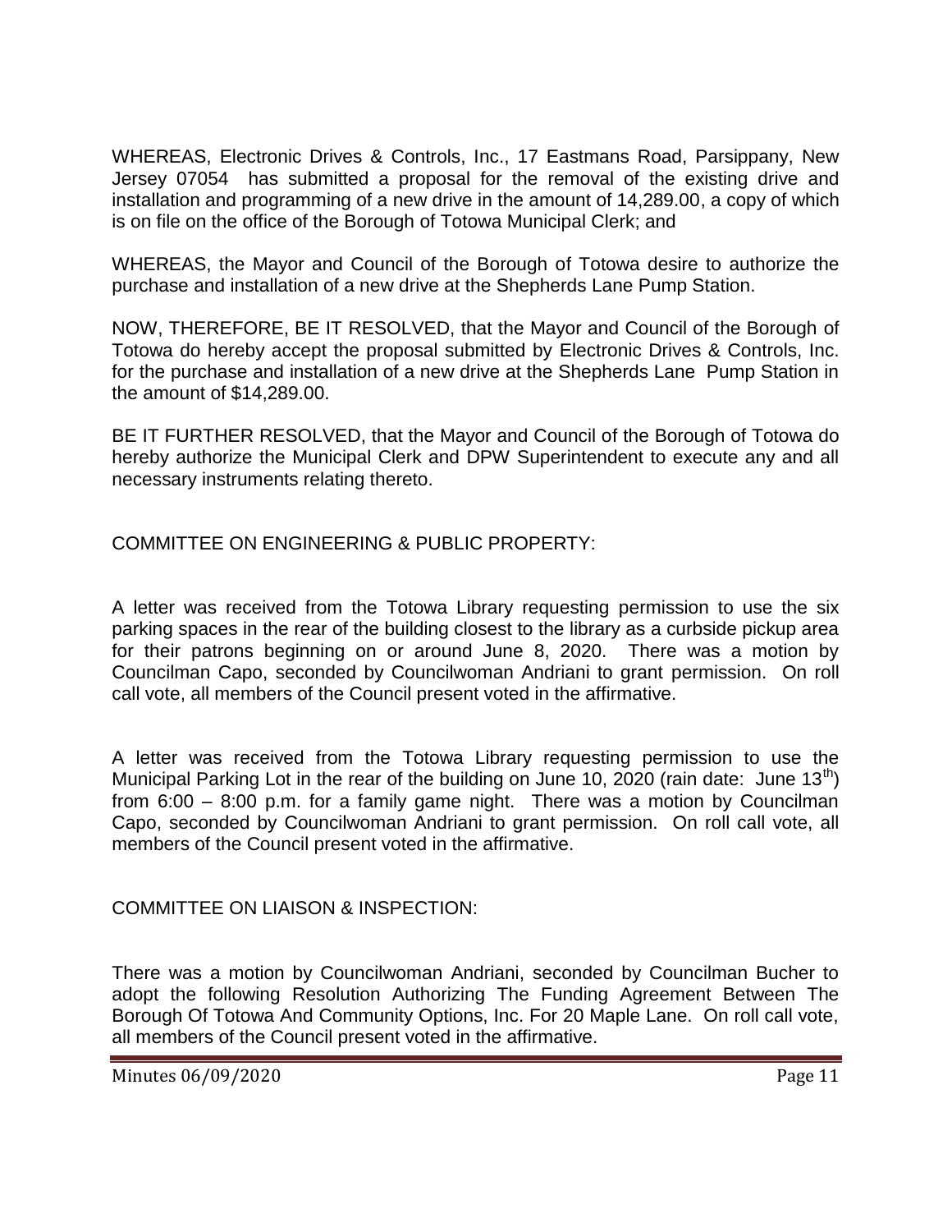WHEREAS, Electronic Drives & Controls, Inc., 17 Eastmans Road, Parsippany, New Jersey 07054 has submitted a proposal for the removal of the existing drive and installation and programming of a new drive in the amount of 14,289.00, a copy of which is on file on the office of the Borough of Totowa Municipal Clerk; and

WHEREAS, the Mayor and Council of the Borough of Totowa desire to authorize the purchase and installation of a new drive at the Shepherds Lane Pump Station.

NOW, THEREFORE, BE IT RESOLVED, that the Mayor and Council of the Borough of Totowa do hereby accept the proposal submitted by Electronic Drives & Controls, Inc. for the purchase and installation of a new drive at the Shepherds Lane Pump Station in the amount of $14,289.00.

BE IT FURTHER RESOLVED, that the Mayor and Council of the Borough of Totowa do hereby authorize the Municipal Clerk and DPW Superintendent to execute any and all necessary instruments relating thereto.

COMMITTEE ON ENGINEERING & PUBLIC PROPERTY:

A letter was received from the Totowa Library requesting permission to use the six parking spaces in the rear of the building closest to the library as a curbside pickup area for their patrons beginning on or around June 8, 2020. There was a motion by Councilman Capo, seconded by Councilwoman Andriani to grant permission. On roll call vote, all members of the Council present voted in the affirmative.

A letter was received from the Totowa Library requesting permission to use the Municipal Parking Lot in the rear of the building on June 10, 2020 (rain date: June 13th) from 6:00 – 8:00 p.m. for a family game night. There was a motion by Councilman Capo, seconded by Councilwoman Andriani to grant permission. On roll call vote, all members of the Council present voted in the affirmative.

COMMITTEE ON LIAISON & INSPECTION:

There was a motion by Councilwoman Andriani, seconded by Councilman Bucher to adopt the following Resolution Authorizing The Funding Agreement Between The Borough Of Totowa And Community Options, Inc. For 20 Maple Lane. On roll call vote, all members of the Council present voted in the affirmative.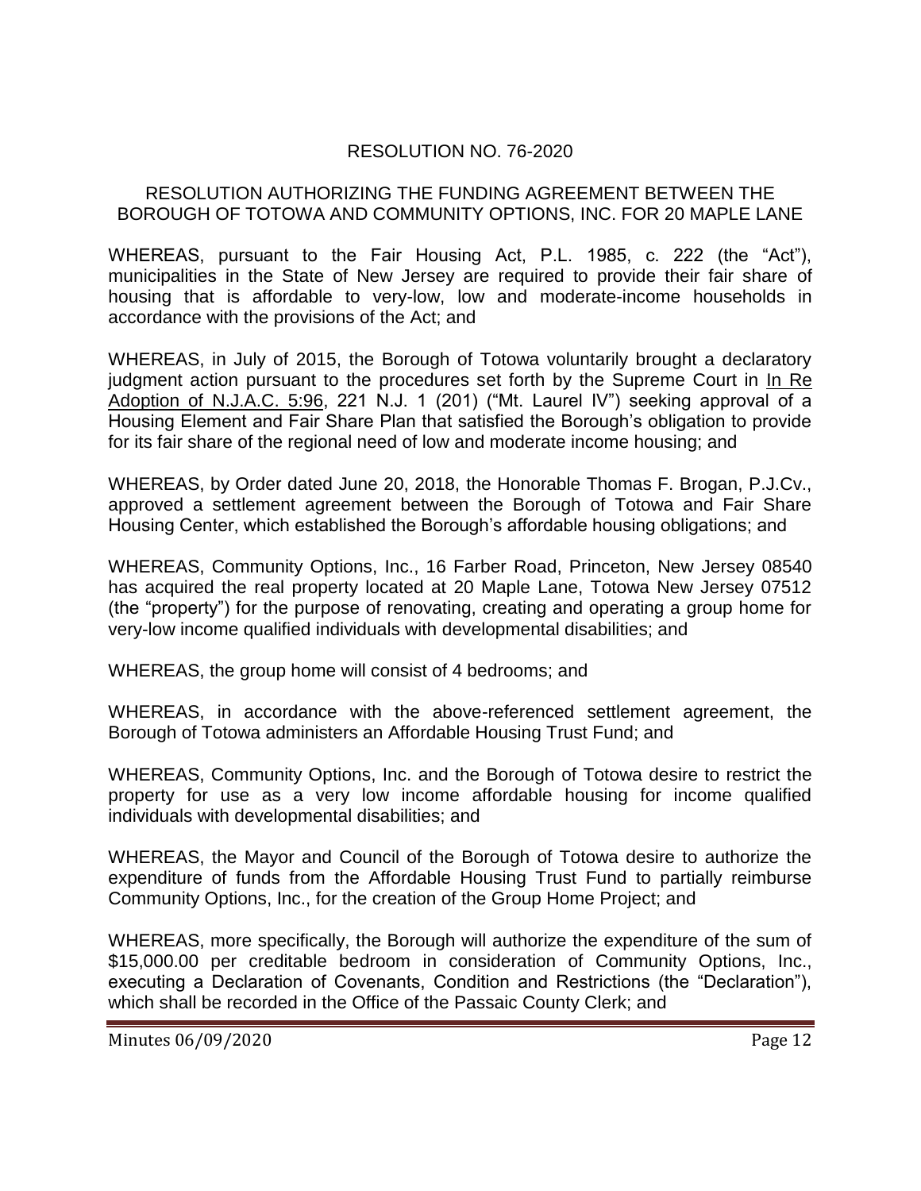RESOLUTION NO. 76-2020

RESOLUTION AUTHORIZING THE FUNDING AGREEMENT BETWEEN THE BOROUGH OF TOTOWA AND COMMUNITY OPTIONS, INC. FOR 20 MAPLE LANE

WHEREAS, pursuant to the Fair Housing Act, P.L. 1985, c. 222 (the "Act"), municipalities in the State of New Jersey are required to provide their fair share of housing that is affordable to very-low, low and moderate-income households in accordance with the provisions of the Act; and

WHEREAS, in July of 2015, the Borough of Totowa voluntarily brought a declaratory judgment action pursuant to the procedures set forth by the Supreme Court in In Re Adoption of N.J.A.C. 5:96, 221 N.J. 1 (201) ("Mt. Laurel IV") seeking approval of a Housing Element and Fair Share Plan that satisfied the Borough's obligation to provide for its fair share of the regional need of low and moderate income housing; and

WHEREAS, by Order dated June 20, 2018, the Honorable Thomas F. Brogan, P.J.Cv., approved a settlement agreement between the Borough of Totowa and Fair Share Housing Center, which established the Borough's affordable housing obligations; and

WHEREAS, Community Options, Inc., 16 Farber Road, Princeton, New Jersey 08540 has acquired the real property located at 20 Maple Lane, Totowa New Jersey 07512 (the "property") for the purpose of renovating, creating and operating a group home for very-low income qualified individuals with developmental disabilities; and

WHEREAS, the group home will consist of 4 bedrooms; and

WHEREAS, in accordance with the above-referenced settlement agreement, the Borough of Totowa administers an Affordable Housing Trust Fund; and

WHEREAS, Community Options, Inc. and the Borough of Totowa desire to restrict the property for use as a very low income affordable housing for income qualified individuals with developmental disabilities; and

WHEREAS, the Mayor and Council of the Borough of Totowa desire to authorize the expenditure of funds from the Affordable Housing Trust Fund to partially reimburse Community Options, Inc., for the creation of the Group Home Project; and

WHEREAS, more specifically, the Borough will authorize the expenditure of the sum of $15,000.00 per creditable bedroom in consideration of Community Options, Inc., executing a Declaration of Covenants, Condition and Restrictions (the "Declaration"), which shall be recorded in the Office of the Passaic County Clerk; and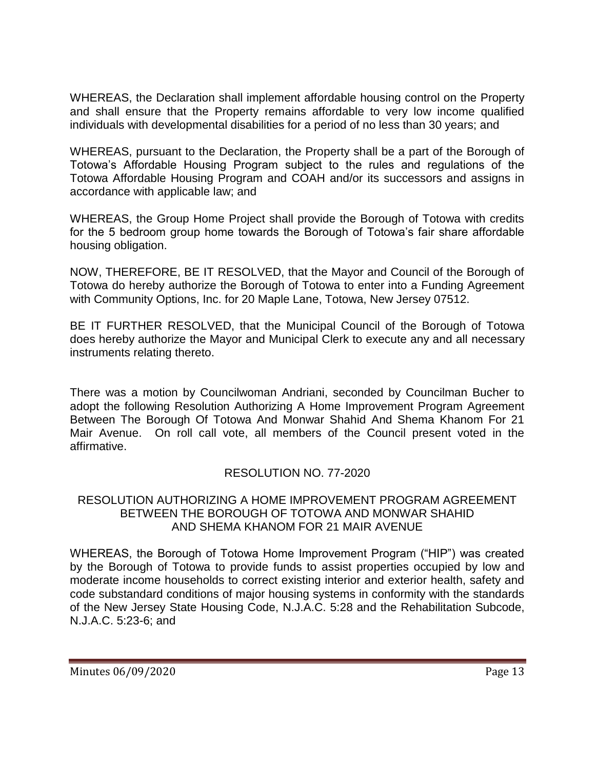WHEREAS, the Declaration shall implement affordable housing control on the Property and shall ensure that the Property remains affordable to very low income qualified individuals with developmental disabilities for a period of no less than 30 years; and

WHEREAS, pursuant to the Declaration, the Property shall be a part of the Borough of Totowa's Affordable Housing Program subject to the rules and regulations of the Totowa Affordable Housing Program and COAH and/or its successors and assigns in accordance with applicable law; and

WHEREAS, the Group Home Project shall provide the Borough of Totowa with credits for the 5 bedroom group home towards the Borough of Totowa's fair share affordable housing obligation.

NOW, THEREFORE, BE IT RESOLVED, that the Mayor and Council of the Borough of Totowa do hereby authorize the Borough of Totowa to enter into a Funding Agreement with Community Options, Inc. for 20 Maple Lane, Totowa, New Jersey 07512.

BE IT FURTHER RESOLVED, that the Municipal Council of the Borough of Totowa does hereby authorize the Mayor and Municipal Clerk to execute any and all necessary instruments relating thereto.

There was a motion by Councilwoman Andriani, seconded by Councilman Bucher to adopt the following Resolution Authorizing A Home Improvement Program Agreement Between The Borough Of Totowa And Monwar Shahid And Shema Khanom For 21 Mair Avenue. On roll call vote, all members of the Council present voted in the affirmative.

RESOLUTION NO. 77-2020

RESOLUTION AUTHORIZING A HOME IMPROVEMENT PROGRAM AGREEMENT BETWEEN THE BOROUGH OF TOTOWA AND MONWAR SHAHID AND SHEMA KHANOM FOR 21 MAIR AVENUE

WHEREAS, the Borough of Totowa Home Improvement Program ("HIP") was created by the Borough of Totowa to provide funds to assist properties occupied by low and moderate income households to correct existing interior and exterior health, safety and code substandard conditions of major housing systems in conformity with the standards of the New Jersey State Housing Code, N.J.A.C. 5:28 and the Rehabilitation Subcode, N.J.A.C. 5:23-6; and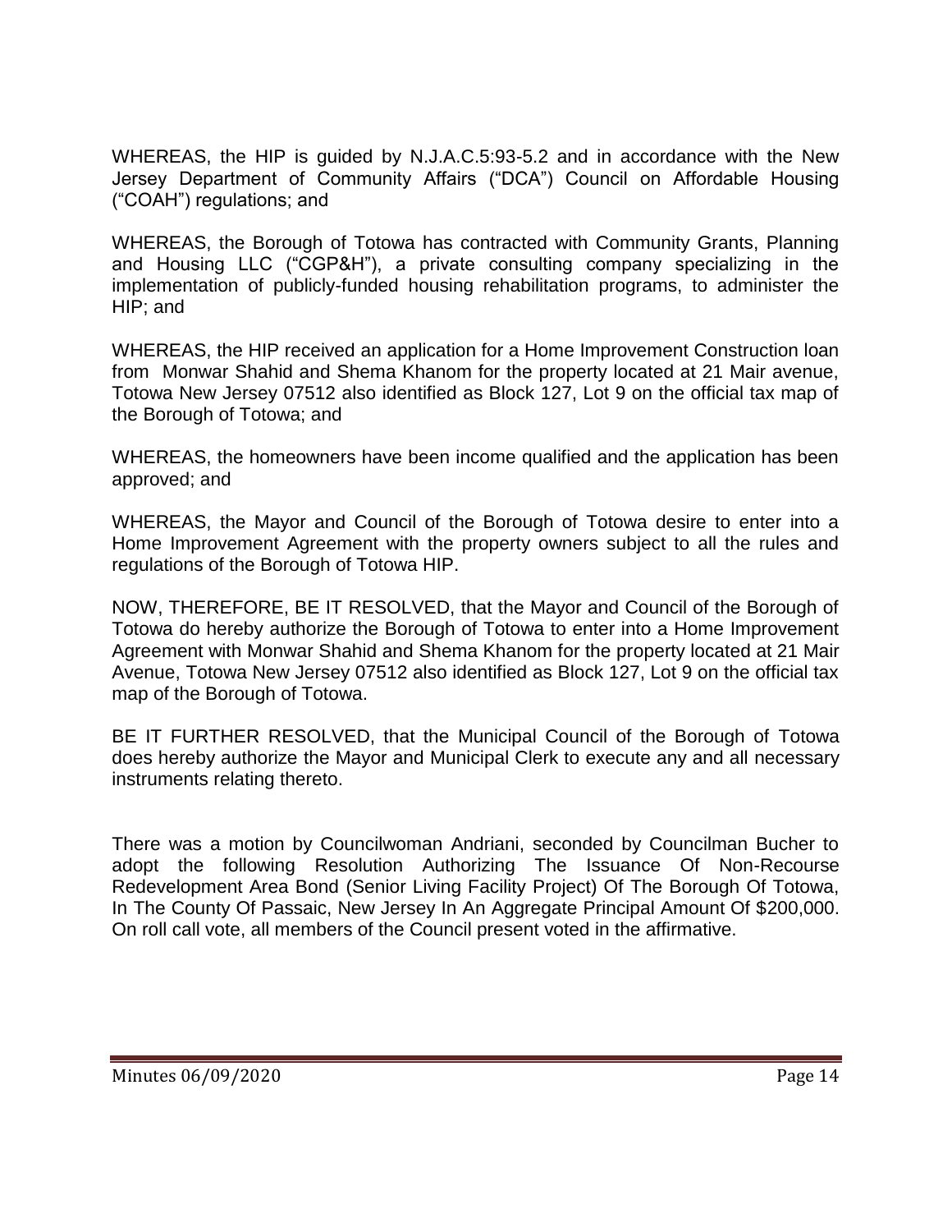WHEREAS, the HIP is guided by N.J.A.C.5:93-5.2 and in accordance with the New Jersey Department of Community Affairs ("DCA") Council on Affordable Housing ("COAH") regulations; and

WHEREAS, the Borough of Totowa has contracted with Community Grants, Planning and Housing LLC ("CGP&H"), a private consulting company specializing in the implementation of publicly-funded housing rehabilitation programs, to administer the HIP; and

WHEREAS, the HIP received an application for a Home Improvement Construction loan from Monwar Shahid and Shema Khanom for the property located at 21 Mair avenue, Totowa New Jersey 07512 also identified as Block 127, Lot 9 on the official tax map of the Borough of Totowa; and

WHEREAS, the homeowners have been income qualified and the application has been approved; and

WHEREAS, the Mayor and Council of the Borough of Totowa desire to enter into a Home Improvement Agreement with the property owners subject to all the rules and regulations of the Borough of Totowa HIP.

NOW, THEREFORE, BE IT RESOLVED, that the Mayor and Council of the Borough of Totowa do hereby authorize the Borough of Totowa to enter into a Home Improvement Agreement with Monwar Shahid and Shema Khanom for the property located at 21 Mair Avenue, Totowa New Jersey 07512 also identified as Block 127, Lot 9 on the official tax map of the Borough of Totowa.

BE IT FURTHER RESOLVED, that the Municipal Council of the Borough of Totowa does hereby authorize the Mayor and Municipal Clerk to execute any and all necessary instruments relating thereto.

There was a motion by Councilwoman Andriani, seconded by Councilman Bucher to adopt the following Resolution Authorizing The Issuance Of Non-Recourse Redevelopment Area Bond (Senior Living Facility Project) Of The Borough Of Totowa, In The County Of Passaic, New Jersey In An Aggregate Principal Amount Of $200,000. On roll call vote, all members of the Council present voted in the affirmative.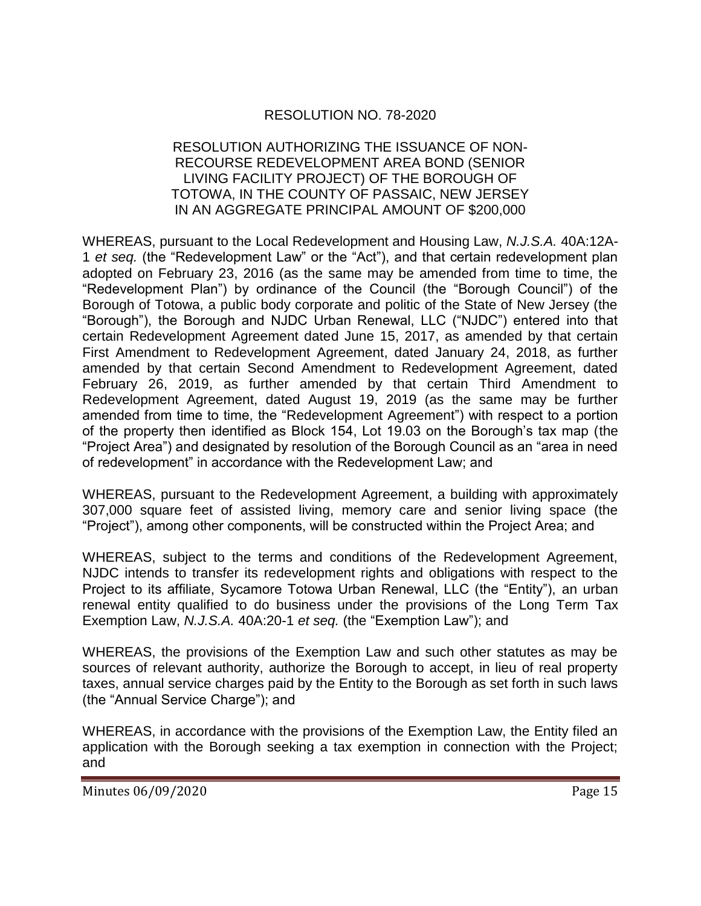RESOLUTION NO. 78-2020

RESOLUTION AUTHORIZING THE ISSUANCE OF NON-RECOURSE REDEVELOPMENT AREA BOND (SENIOR LIVING FACILITY PROJECT) OF THE BOROUGH OF TOTOWA, IN THE COUNTY OF PASSAIC, NEW JERSEY IN AN AGGREGATE PRINCIPAL AMOUNT OF $200,000

WHEREAS, pursuant to the Local Redevelopment and Housing Law, *N.J.S.A.* 40A:12A-1 *et seq.* (the "Redevelopment Law" or the "Act"), and that certain redevelopment plan adopted on February 23, 2016 (as the same may be amended from time to time, the "Redevelopment Plan") by ordinance of the Council (the "Borough Council") of the Borough of Totowa, a public body corporate and politic of the State of New Jersey (the "Borough"), the Borough and NJDC Urban Renewal, LLC ("NJDC") entered into that certain Redevelopment Agreement dated June 15, 2017, as amended by that certain First Amendment to Redevelopment Agreement, dated January 24, 2018, as further amended by that certain Second Amendment to Redevelopment Agreement, dated February 26, 2019, as further amended by that certain Third Amendment to Redevelopment Agreement, dated August 19, 2019 (as the same may be further amended from time to time, the "Redevelopment Agreement") with respect to a portion of the property then identified as Block 154, Lot 19.03 on the Borough's tax map (the "Project Area") and designated by resolution of the Borough Council as an "area in need of redevelopment" in accordance with the Redevelopment Law; and

WHEREAS, pursuant to the Redevelopment Agreement, a building with approximately 307,000 square feet of assisted living, memory care and senior living space (the "Project"), among other components, will be constructed within the Project Area; and

WHEREAS, subject to the terms and conditions of the Redevelopment Agreement, NJDC intends to transfer its redevelopment rights and obligations with respect to the Project to its affiliate, Sycamore Totowa Urban Renewal, LLC (the "Entity"), an urban renewal entity qualified to do business under the provisions of the Long Term Tax Exemption Law, *N.J.S.A.* 40A:20-1 *et seq.* (the "Exemption Law"); and

WHEREAS, the provisions of the Exemption Law and such other statutes as may be sources of relevant authority, authorize the Borough to accept, in lieu of real property taxes, annual service charges paid by the Entity to the Borough as set forth in such laws (the "Annual Service Charge"); and

WHEREAS, in accordance with the provisions of the Exemption Law, the Entity filed an application with the Borough seeking a tax exemption in connection with the Project; and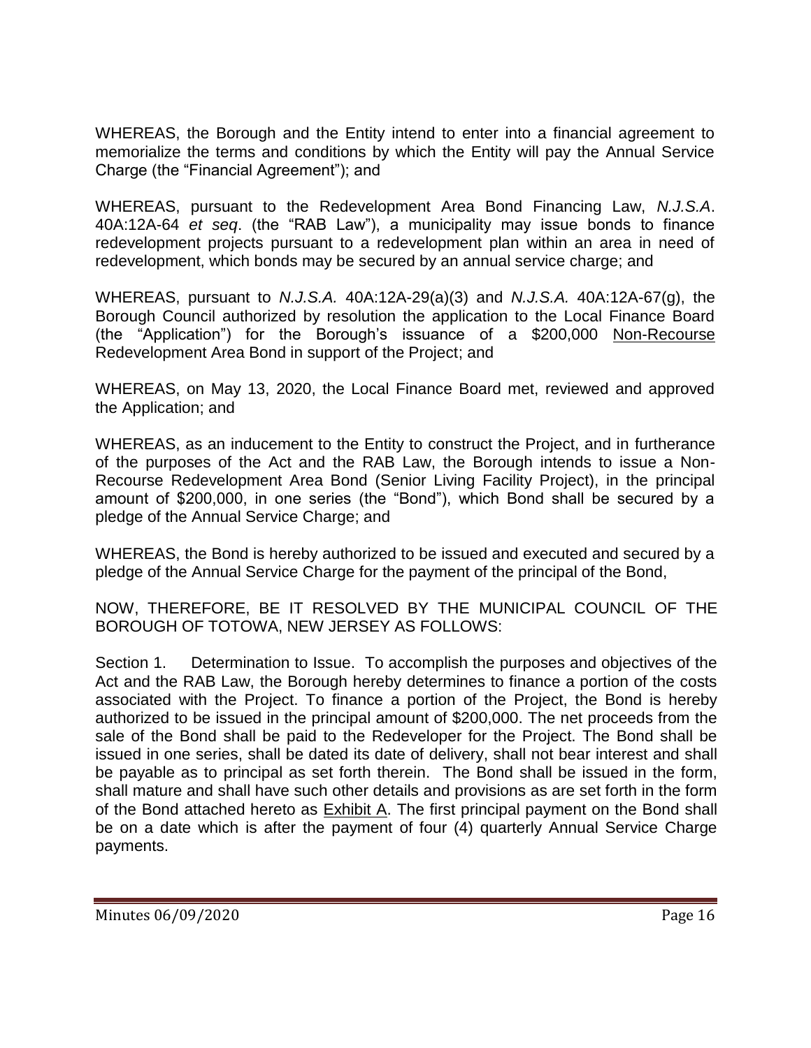WHEREAS, the Borough and the Entity intend to enter into a financial agreement to memorialize the terms and conditions by which the Entity will pay the Annual Service Charge (the "Financial Agreement"); and

WHEREAS, pursuant to the Redevelopment Area Bond Financing Law, *N.J.S.A*. 40A:12A-64 *et seq*. (the "RAB Law"), a municipality may issue bonds to finance redevelopment projects pursuant to a redevelopment plan within an area in need of redevelopment, which bonds may be secured by an annual service charge; and

WHEREAS, pursuant to *N.J.S.A.* 40A:12A-29(a)(3) and *N.J.S.A.* 40A:12A-67(g), the Borough Council authorized by resolution the application to the Local Finance Board (the "Application") for the Borough's issuance of a $200,000 <u>Non-Recourse</u> Redevelopment Area Bond in support of the Project; and

WHEREAS, on May 13, 2020, the Local Finance Board met, reviewed and approved the Application; and

WHEREAS, as an inducement to the Entity to construct the Project, and in furtherance of the purposes of the Act and the RAB Law, the Borough intends to issue a Non-Recourse Redevelopment Area Bond (Senior Living Facility Project), in the principal amount of $200,000, in one series (the "Bond"), which Bond shall be secured by a pledge of the Annual Service Charge; and

WHEREAS, the Bond is hereby authorized to be issued and executed and secured by a pledge of the Annual Service Charge for the payment of the principal of the Bond,

NOW, THEREFORE, BE IT RESOLVED BY THE MUNICIPAL COUNCIL OF THE BOROUGH OF TOTOWA, NEW JERSEY AS FOLLOWS:

Section 1. Determination to Issue. To accomplish the purposes and objectives of the Act and the RAB Law, the Borough hereby determines to finance a portion of the costs associated with the Project. To finance a portion of the Project, the Bond is hereby authorized to be issued in the principal amount of $200,000. The net proceeds from the sale of the Bond shall be paid to the Redeveloper for the Project. The Bond shall be issued in one series, shall be dated its date of delivery, shall not bear interest and shall be payable as to principal as set forth therein. The Bond shall be issued in the form, shall mature and shall have such other details and provisions as are set forth in the form of the Bond attached hereto as <u>Exhibit A</u>. The first principal payment on the Bond shall be on a date which is after the payment of four (4) quarterly Annual Service Charge payments.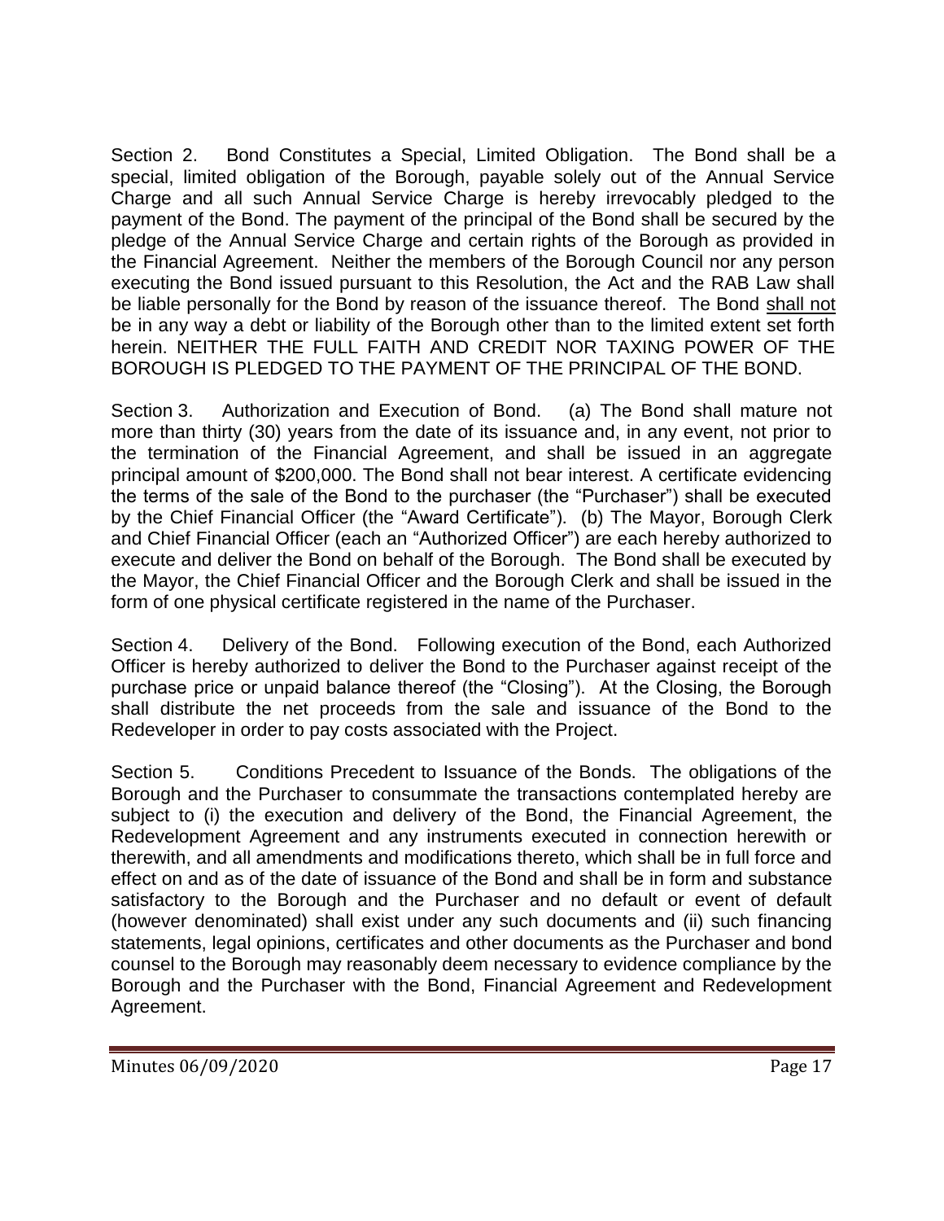Section 2. Bond Constitutes a Special, Limited Obligation. The Bond shall be a special, limited obligation of the Borough, payable solely out of the Annual Service Charge and all such Annual Service Charge is hereby irrevocably pledged to the payment of the Bond. The payment of the principal of the Bond shall be secured by the pledge of the Annual Service Charge and certain rights of the Borough as provided in the Financial Agreement. Neither the members of the Borough Council nor any person executing the Bond issued pursuant to this Resolution, the Act and the RAB Law shall be liable personally for the Bond by reason of the issuance thereof. The Bond shall not be in any way a debt or liability of the Borough other than to the limited extent set forth herein. NEITHER THE FULL FAITH AND CREDIT NOR TAXING POWER OF THE BOROUGH IS PLEDGED TO THE PAYMENT OF THE PRINCIPAL OF THE BOND.

Section 3. Authorization and Execution of Bond. (a) The Bond shall mature not more than thirty (30) years from the date of its issuance and, in any event, not prior to the termination of the Financial Agreement, and shall be issued in an aggregate principal amount of $200,000. The Bond shall not bear interest. A certificate evidencing the terms of the sale of the Bond to the purchaser (the "Purchaser") shall be executed by the Chief Financial Officer (the "Award Certificate"). (b) The Mayor, Borough Clerk and Chief Financial Officer (each an "Authorized Officer") are each hereby authorized to execute and deliver the Bond on behalf of the Borough. The Bond shall be executed by the Mayor, the Chief Financial Officer and the Borough Clerk and shall be issued in the form of one physical certificate registered in the name of the Purchaser.

Section 4. Delivery of the Bond. Following execution of the Bond, each Authorized Officer is hereby authorized to deliver the Bond to the Purchaser against receipt of the purchase price or unpaid balance thereof (the "Closing"). At the Closing, the Borough shall distribute the net proceeds from the sale and issuance of the Bond to the Redeveloper in order to pay costs associated with the Project.

Section 5. Conditions Precedent to Issuance of the Bonds. The obligations of the Borough and the Purchaser to consummate the transactions contemplated hereby are subject to (i) the execution and delivery of the Bond, the Financial Agreement, the Redevelopment Agreement and any instruments executed in connection herewith or therewith, and all amendments and modifications thereto, which shall be in full force and effect on and as of the date of issuance of the Bond and shall be in form and substance satisfactory to the Borough and the Purchaser and no default or event of default (however denominated) shall exist under any such documents and (ii) such financing statements, legal opinions, certificates and other documents as the Purchaser and bond counsel to the Borough may reasonably deem necessary to evidence compliance by the Borough and the Purchaser with the Bond, Financial Agreement and Redevelopment Agreement.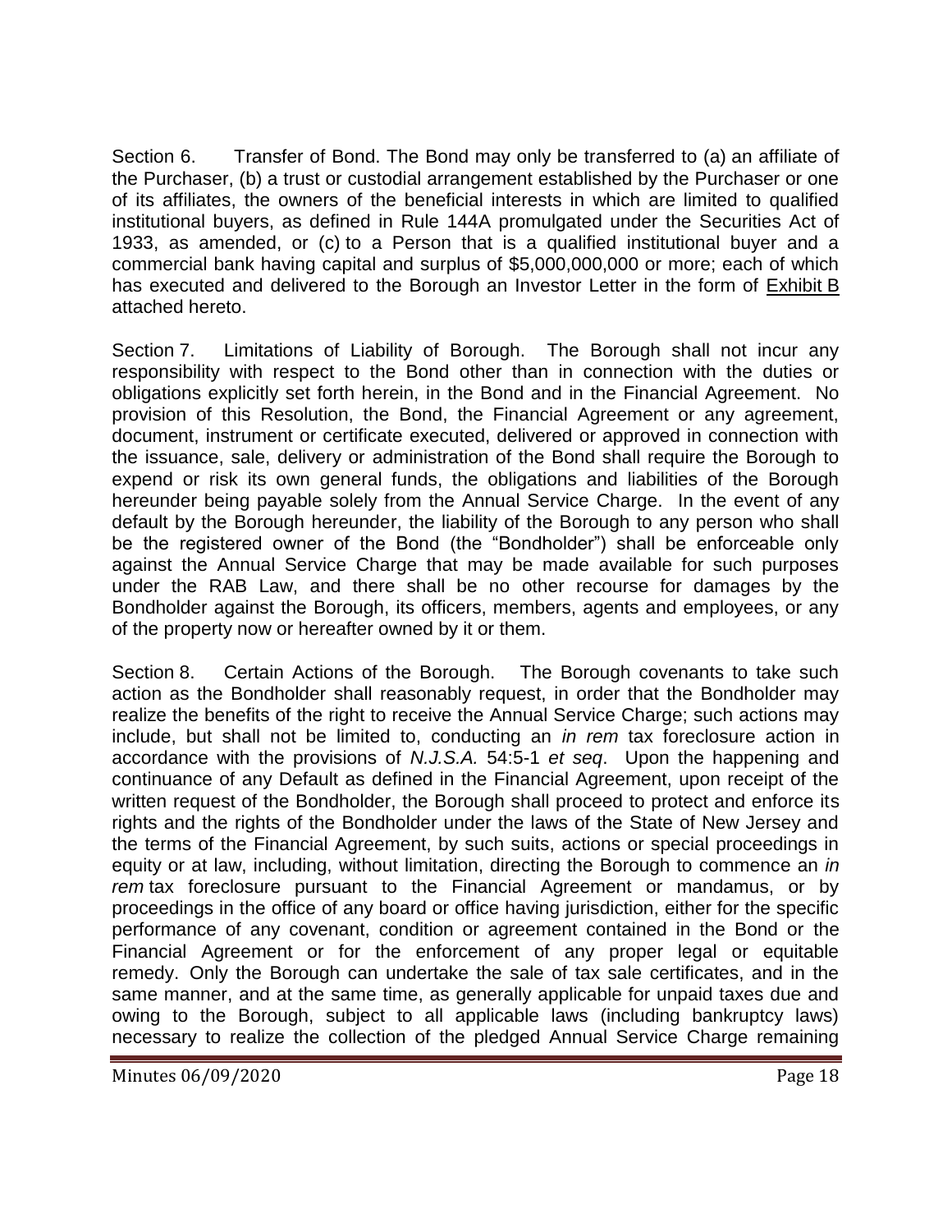Section 6. Transfer of Bond. The Bond may only be transferred to (a) an affiliate of the Purchaser, (b) a trust or custodial arrangement established by the Purchaser or one of its affiliates, the owners of the beneficial interests in which are limited to qualified institutional buyers, as defined in Rule 144A promulgated under the Securities Act of 1933, as amended, or (c) to a Person that is a qualified institutional buyer and a commercial bank having capital and surplus of $5,000,000,000 or more; each of which has executed and delivered to the Borough an Investor Letter in the form of Exhibit B attached hereto.

Section 7. Limitations of Liability of Borough. The Borough shall not incur any responsibility with respect to the Bond other than in connection with the duties or obligations explicitly set forth herein, in the Bond and in the Financial Agreement. No provision of this Resolution, the Bond, the Financial Agreement or any agreement, document, instrument or certificate executed, delivered or approved in connection with the issuance, sale, delivery or administration of the Bond shall require the Borough to expend or risk its own general funds, the obligations and liabilities of the Borough hereunder being payable solely from the Annual Service Charge. In the event of any default by the Borough hereunder, the liability of the Borough to any person who shall be the registered owner of the Bond (the "Bondholder") shall be enforceable only against the Annual Service Charge that may be made available for such purposes under the RAB Law, and there shall be no other recourse for damages by the Bondholder against the Borough, its officers, members, agents and employees, or any of the property now or hereafter owned by it or them.

Section 8. Certain Actions of the Borough. The Borough covenants to take such action as the Bondholder shall reasonably request, in order that the Bondholder may realize the benefits of the right to receive the Annual Service Charge; such actions may include, but shall not be limited to, conducting an *in rem* tax foreclosure action in accordance with the provisions of *N.J.S.A.* 54:5-1 *et seq*. Upon the happening and continuance of any Default as defined in the Financial Agreement, upon receipt of the written request of the Bondholder, the Borough shall proceed to protect and enforce its rights and the rights of the Bondholder under the laws of the State of New Jersey and the terms of the Financial Agreement, by such suits, actions or special proceedings in equity or at law, including, without limitation, directing the Borough to commence an *in rem* tax foreclosure pursuant to the Financial Agreement or mandamus, or by proceedings in the office of any board or office having jurisdiction, either for the specific performance of any covenant, condition or agreement contained in the Bond or the Financial Agreement or for the enforcement of any proper legal or equitable remedy. Only the Borough can undertake the sale of tax sale certificates, and in the same manner, and at the same time, as generally applicable for unpaid taxes due and owing to the Borough, subject to all applicable laws (including bankruptcy laws) necessary to realize the collection of the pledged Annual Service Charge remaining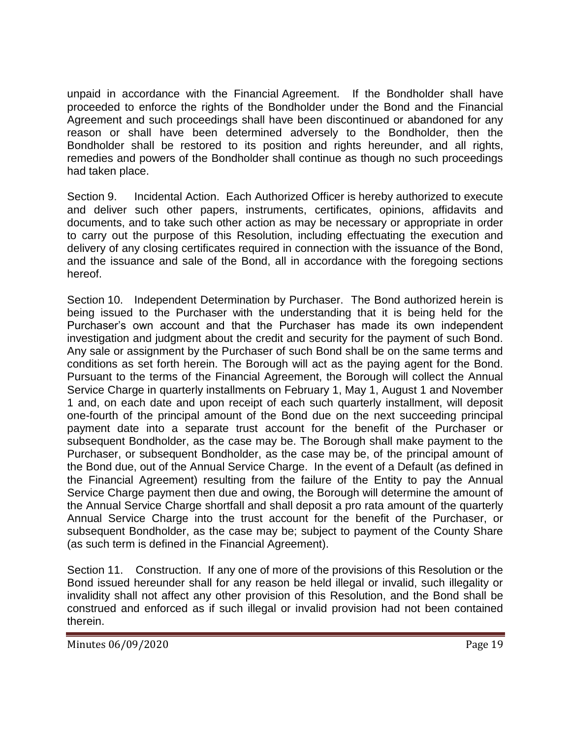unpaid in accordance with the Financial Agreement. If the Bondholder shall have proceeded to enforce the rights of the Bondholder under the Bond and the Financial Agreement and such proceedings shall have been discontinued or abandoned for any reason or shall have been determined adversely to the Bondholder, then the Bondholder shall be restored to its position and rights hereunder, and all rights, remedies and powers of the Bondholder shall continue as though no such proceedings had taken place.

Section 9. Incidental Action. Each Authorized Officer is hereby authorized to execute and deliver such other papers, instruments, certificates, opinions, affidavits and documents, and to take such other action as may be necessary or appropriate in order to carry out the purpose of this Resolution, including effectuating the execution and delivery of any closing certificates required in connection with the issuance of the Bond, and the issuance and sale of the Bond, all in accordance with the foregoing sections hereof.

Section 10. Independent Determination by Purchaser. The Bond authorized herein is being issued to the Purchaser with the understanding that it is being held for the Purchaser's own account and that the Purchaser has made its own independent investigation and judgment about the credit and security for the payment of such Bond. Any sale or assignment by the Purchaser of such Bond shall be on the same terms and conditions as set forth herein. The Borough will act as the paying agent for the Bond. Pursuant to the terms of the Financial Agreement, the Borough will collect the Annual Service Charge in quarterly installments on February 1, May 1, August 1 and November 1 and, on each date and upon receipt of each such quarterly installment, will deposit one-fourth of the principal amount of the Bond due on the next succeeding principal payment date into a separate trust account for the benefit of the Purchaser or subsequent Bondholder, as the case may be. The Borough shall make payment to the Purchaser, or subsequent Bondholder, as the case may be, of the principal amount of the Bond due, out of the Annual Service Charge. In the event of a Default (as defined in the Financial Agreement) resulting from the failure of the Entity to pay the Annual Service Charge payment then due and owing, the Borough will determine the amount of the Annual Service Charge shortfall and shall deposit a pro rata amount of the quarterly Annual Service Charge into the trust account for the benefit of the Purchaser, or subsequent Bondholder, as the case may be; subject to payment of the County Share (as such term is defined in the Financial Agreement).

Section 11. Construction. If any one of more of the provisions of this Resolution or the Bond issued hereunder shall for any reason be held illegal or invalid, such illegality or invalidity shall not affect any other provision of this Resolution, and the Bond shall be construed and enforced as if such illegal or invalid provision had not been contained therein.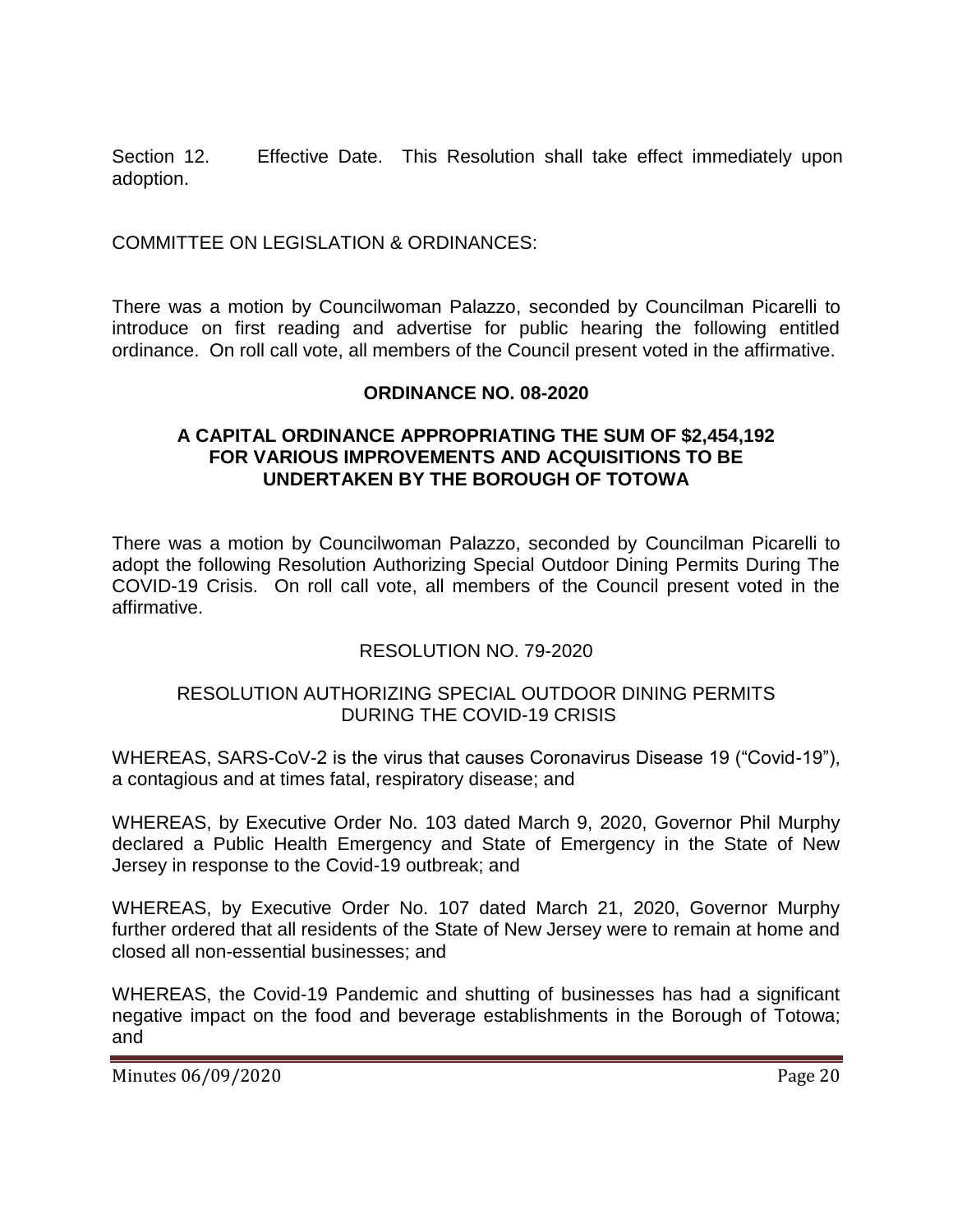Section 12. Effective Date. This Resolution shall take effect immediately upon adoption.

COMMITTEE ON LEGISLATION & ORDINANCES:

There was a motion by Councilwoman Palazzo, seconded by Councilman Picarelli to introduce on first reading and advertise for public hearing the following entitled ordinance. On roll call vote, all members of the Council present voted in the affirmative.

**ORDINANCE NO. 08-2020**

**A CAPITAL ORDINANCE APPROPRIATING THE SUM OF $2,454,192 FOR VARIOUS IMPROVEMENTS AND ACQUISITIONS TO BE UNDERTAKEN BY THE BOROUGH OF TOTOWA**

There was a motion by Councilwoman Palazzo, seconded by Councilman Picarelli to adopt the following Resolution Authorizing Special Outdoor Dining Permits During The COVID-19 Crisis. On roll call vote, all members of the Council present voted in the affirmative.

RESOLUTION NO. 79-2020

RESOLUTION AUTHORIZING SPECIAL OUTDOOR DINING PERMITS DURING THE COVID-19 CRISIS

WHEREAS, SARS-CoV-2 is the virus that causes Coronavirus Disease 19 ("Covid-19"), a contagious and at times fatal, respiratory disease; and

WHEREAS, by Executive Order No. 103 dated March 9, 2020, Governor Phil Murphy declared a Public Health Emergency and State of Emergency in the State of New Jersey in response to the Covid-19 outbreak; and

WHEREAS, by Executive Order No. 107 dated March 21, 2020, Governor Murphy further ordered that all residents of the State of New Jersey were to remain at home and closed all non-essential businesses; and

WHEREAS, the Covid-19 Pandemic and shutting of businesses has had a significant negative impact on the food and beverage establishments in the Borough of Totowa; and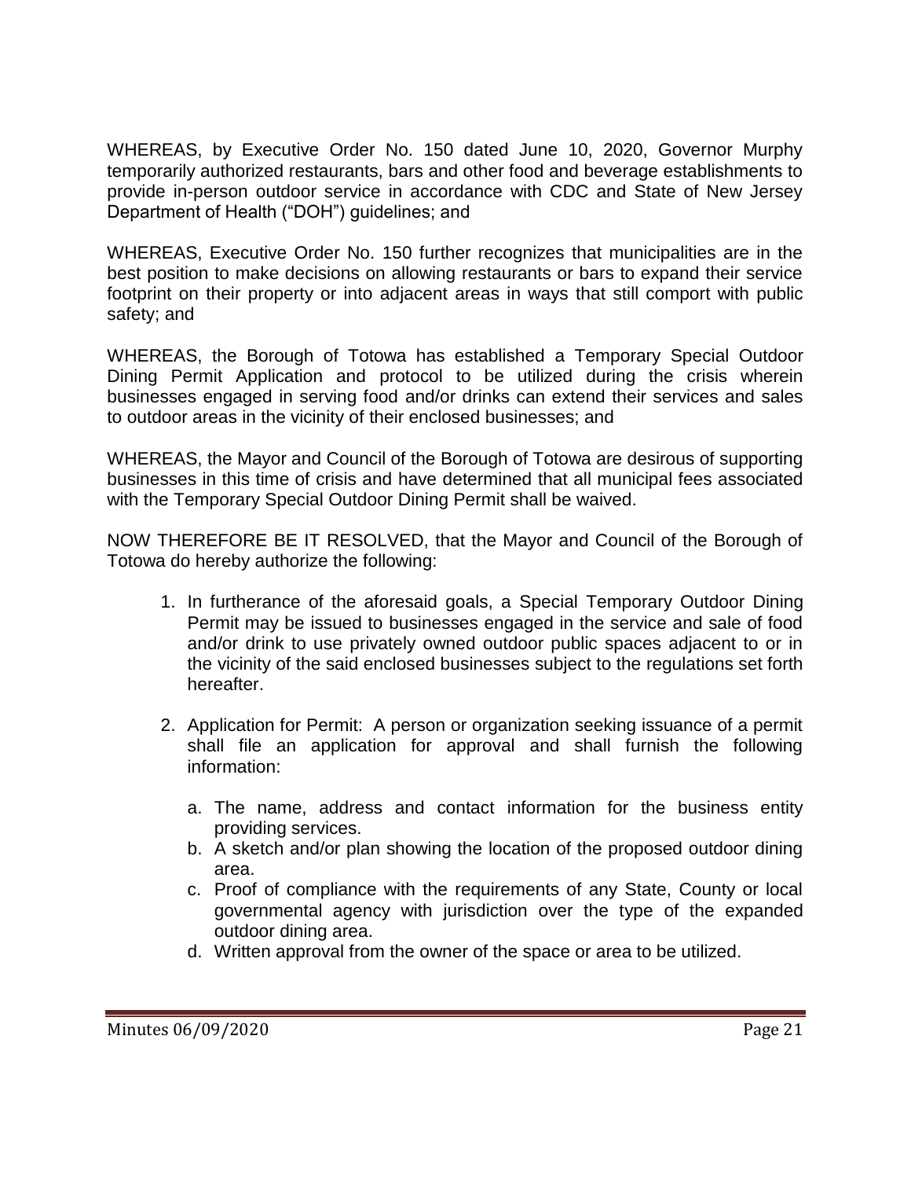WHEREAS, by Executive Order No. 150 dated June 10, 2020, Governor Murphy temporarily authorized restaurants, bars and other food and beverage establishments to provide in-person outdoor service in accordance with CDC and State of New Jersey Department of Health ("DOH") guidelines; and

WHEREAS, Executive Order No. 150 further recognizes that municipalities are in the best position to make decisions on allowing restaurants or bars to expand their service footprint on their property or into adjacent areas in ways that still comport with public safety; and

WHEREAS, the Borough of Totowa has established a Temporary Special Outdoor Dining Permit Application and protocol to be utilized during the crisis wherein businesses engaged in serving food and/or drinks can extend their services and sales to outdoor areas in the vicinity of their enclosed businesses; and

WHEREAS, the Mayor and Council of the Borough of Totowa are desirous of supporting businesses in this time of crisis and have determined that all municipal fees associated with the Temporary Special Outdoor Dining Permit shall be waived.

NOW THEREFORE BE IT RESOLVED, that the Mayor and Council of the Borough of Totowa do hereby authorize the following:

1. In furtherance of the aforesaid goals, a Special Temporary Outdoor Dining Permit may be issued to businesses engaged in the service and sale of food and/or drink to use privately owned outdoor public spaces adjacent to or in the vicinity of the said enclosed businesses subject to the regulations set forth hereafter.

2. Application for Permit: A person or organization seeking issuance of a permit shall file an application for approval and shall furnish the following information:

   a. The name, address and contact information for the business entity providing services.
   b. A sketch and/or plan showing the location of the proposed outdoor dining area.
   c. Proof of compliance with the requirements of any State, County or local governmental agency with jurisdiction over the type of the expanded outdoor dining area.
   d. Written approval from the owner of the space or area to be utilized.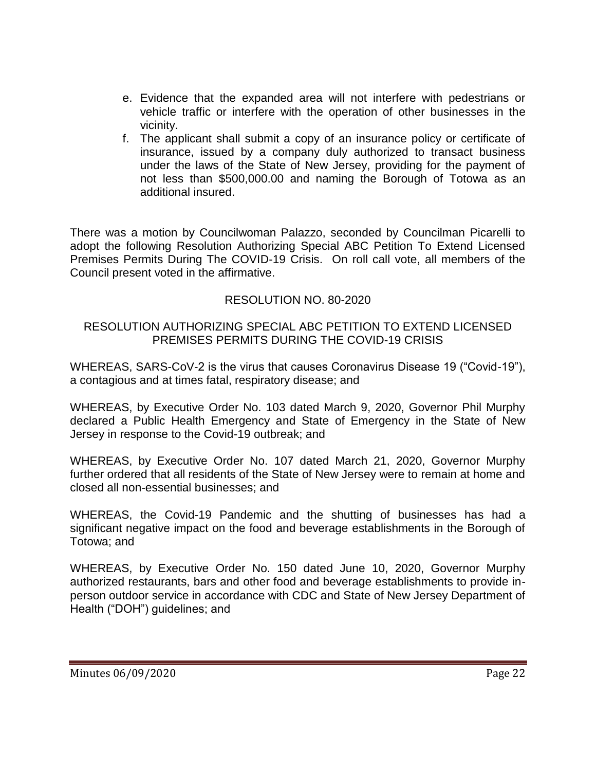e. Evidence that the expanded area will not interfere with pedestrians or vehicle traffic or interfere with the operation of other businesses in the vicinity.
f. The applicant shall submit a copy of an insurance policy or certificate of insurance, issued by a company duly authorized to transact business under the laws of the State of New Jersey, providing for the payment of not less than $500,000.00 and naming the Borough of Totowa as an additional insured.

There was a motion by Councilwoman Palazzo, seconded by Councilman Picarelli to adopt the following Resolution Authorizing Special ABC Petition To Extend Licensed Premises Permits During The COVID-19 Crisis. On roll call vote, all members of the Council present voted in the affirmative.

RESOLUTION NO. 80-2020

RESOLUTION AUTHORIZING SPECIAL ABC PETITION TO EXTEND LICENSED PREMISES PERMITS DURING THE COVID-19 CRISIS

WHEREAS, SARS-CoV-2 is the virus that causes Coronavirus Disease 19 ("Covid-19"), a contagious and at times fatal, respiratory disease; and

WHEREAS, by Executive Order No. 103 dated March 9, 2020, Governor Phil Murphy declared a Public Health Emergency and State of Emergency in the State of New Jersey in response to the Covid-19 outbreak; and

WHEREAS, by Executive Order No. 107 dated March 21, 2020, Governor Murphy further ordered that all residents of the State of New Jersey were to remain at home and closed all non-essential businesses; and

WHEREAS, the Covid-19 Pandemic and the shutting of businesses has had a significant negative impact on the food and beverage establishments in the Borough of Totowa; and

WHEREAS, by Executive Order No. 150 dated June 10, 2020, Governor Murphy authorized restaurants, bars and other food and beverage establishments to provide in-person outdoor service in accordance with CDC and State of New Jersey Department of Health ("DOH") guidelines; and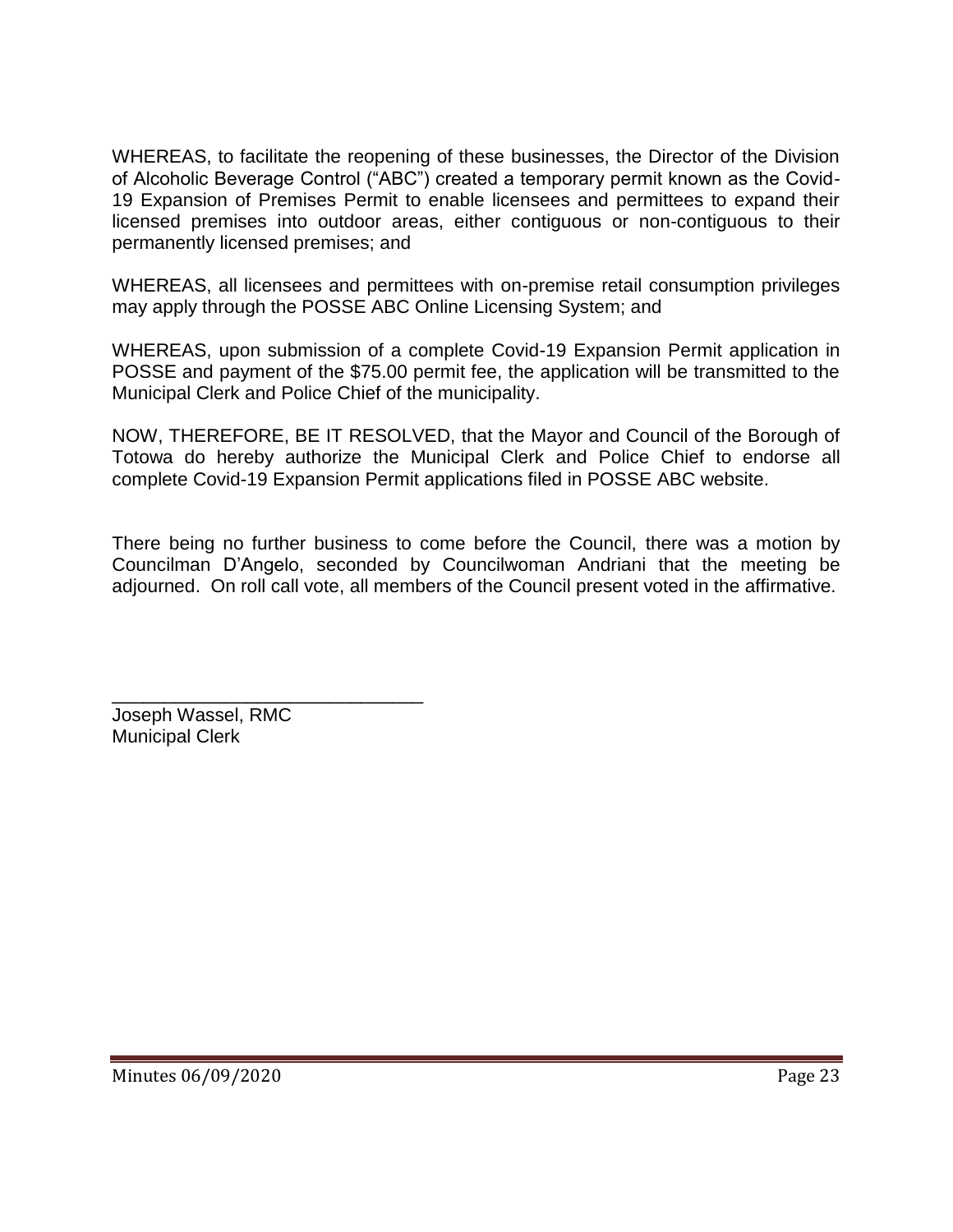WHEREAS, to facilitate the reopening of these businesses, the Director of the Division of Alcoholic Beverage Control ("ABC") created a temporary permit known as the Covid-19 Expansion of Premises Permit to enable licensees and permittees to expand their licensed premises into outdoor areas, either contiguous or non-contiguous to their permanently licensed premises; and

WHEREAS, all licensees and permittees with on-premise retail consumption privileges may apply through the POSSE ABC Online Licensing System; and

WHEREAS, upon submission of a complete Covid-19 Expansion Permit application in POSSE and payment of the $75.00 permit fee, the application will be transmitted to the Municipal Clerk and Police Chief of the municipality.

NOW, THEREFORE, BE IT RESOLVED, that the Mayor and Council of the Borough of Totowa do hereby authorize the Municipal Clerk and Police Chief to endorse all complete Covid-19 Expansion Permit applications filed in POSSE ABC website.

There being no further business to come before the Council, there was a motion by Councilman D'Angelo, seconded by Councilwoman Andriani that the meeting be adjourned. On roll call vote, all members of the Council present voted in the affirmative.

_______________________________
Joseph Wassel, RMC
Municipal Clerk